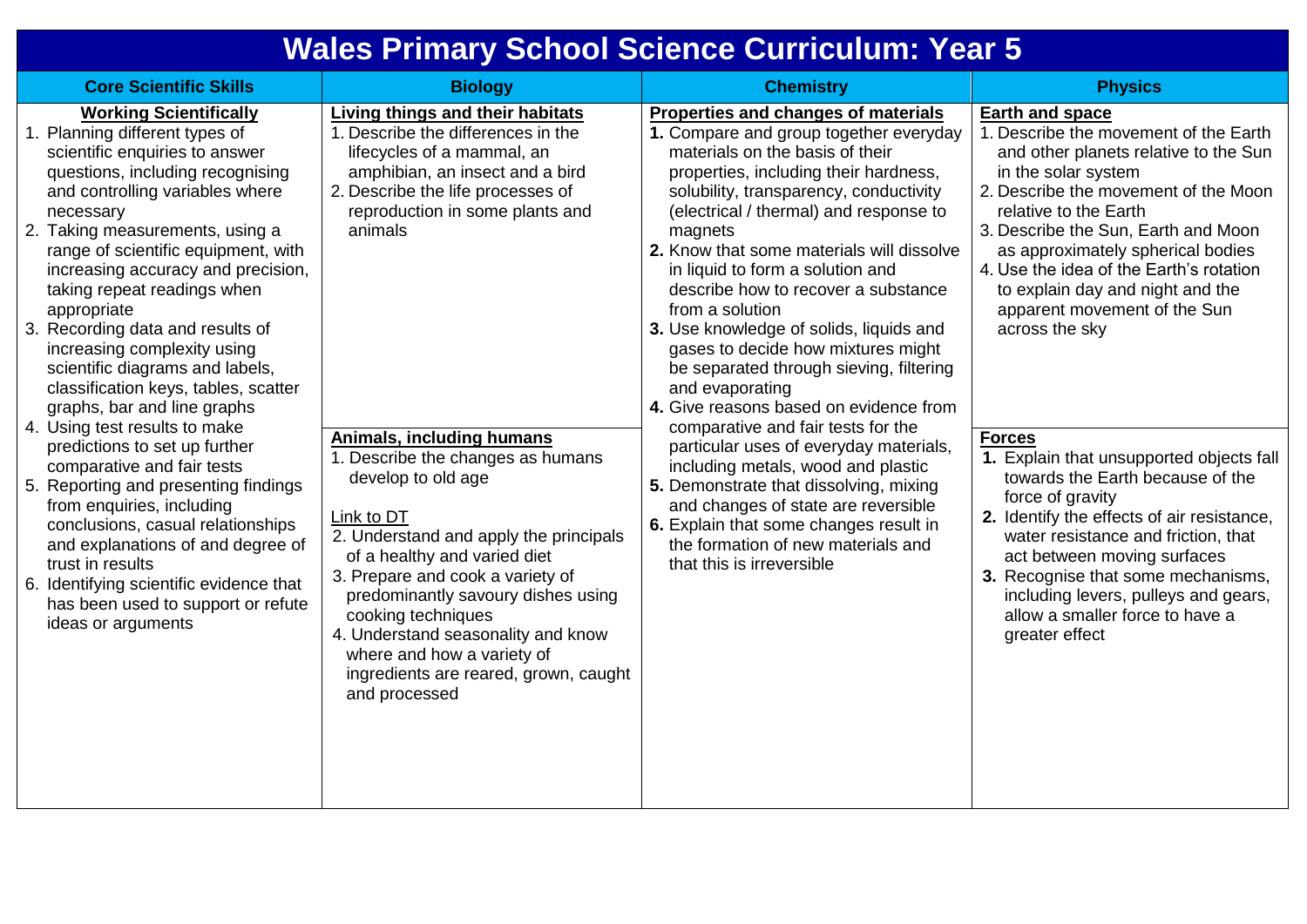# Wales Primary School Science Curriculum: Year 5

| Core Scientific Skills | Biology | Chemistry | Physics |
| --- | --- | --- | --- |
| **Working Scientifically**<br>1. Planning different types of scientific enquiries to answer questions, including recognising and controlling variables where necessary<br>2. Taking measurements, using a range of scientific equipment, with increasing accuracy and precision, taking repeat readings when appropriate<br>3. Recording data and results of increasing complexity using scientific diagrams and labels, classification keys, tables, scatter graphs, bar and line graphs<br>4. Using test results to make predictions to set up further comparative and fair tests<br>5. Reporting and presenting findings from enquiries, including conclusions, casual relationships and explanations of and degree of trust in results<br>6. Identifying scientific evidence that has been used to support or refute ideas or arguments | **Living things and their habitats**<br>1. Describe the differences in the lifecycles of a mammal, an amphibian, an insect and a bird<br>2. Describe the life processes of reproduction in some plants and animals<br><br>**Animals, including humans**<br>1. Describe the changes as humans develop to old age<br><br>Link to DT<br>2. Understand and apply the principals of a healthy and varied diet<br>3. Prepare and cook a variety of predominantly savoury dishes using cooking techniques<br>4. Understand seasonality and know where and how a variety of ingredients are reared, grown, caught and processed | **Properties and changes of materials**<br>**1.** Compare and group together everyday materials on the basis of their properties, including their hardness, solubility, transparency, conductivity (electrical / thermal) and response to magnets<br>**2.** Know that some materials will dissolve in liquid to form a solution and describe how to recover a substance from a solution<br>**3.** Use knowledge of solids, liquids and gases to decide how mixtures might be separated through sieving, filtering and evaporating<br>**4.** Give reasons based on evidence from comparative and fair tests for the particular uses of everyday materials, including metals, wood and plastic<br>**5.** Demonstrate that dissolving, mixing and changes of state are reversible<br>**6.** Explain that some changes result in the formation of new materials and that this is irreversible | **Earth and space**<br>1. Describe the movement of the Earth and other planets relative to the Sun in the solar system<br>2. Describe the movement of the Moon relative to the Earth<br>3. Describe the Sun, Earth and Moon as approximately spherical bodies<br>4. Use the idea of the Earth's rotation to explain day and night and the apparent movement of the Sun across the sky<br><br>**Forces**<br>**1.** Explain that unsupported objects fall towards the Earth because of the force of gravity<br>**2.** Identify the effects of air resistance, water resistance and friction, that act between moving surfaces<br>**3.** Recognise that some mechanisms, including levers, pulleys and gears, allow a smaller force to have a greater effect |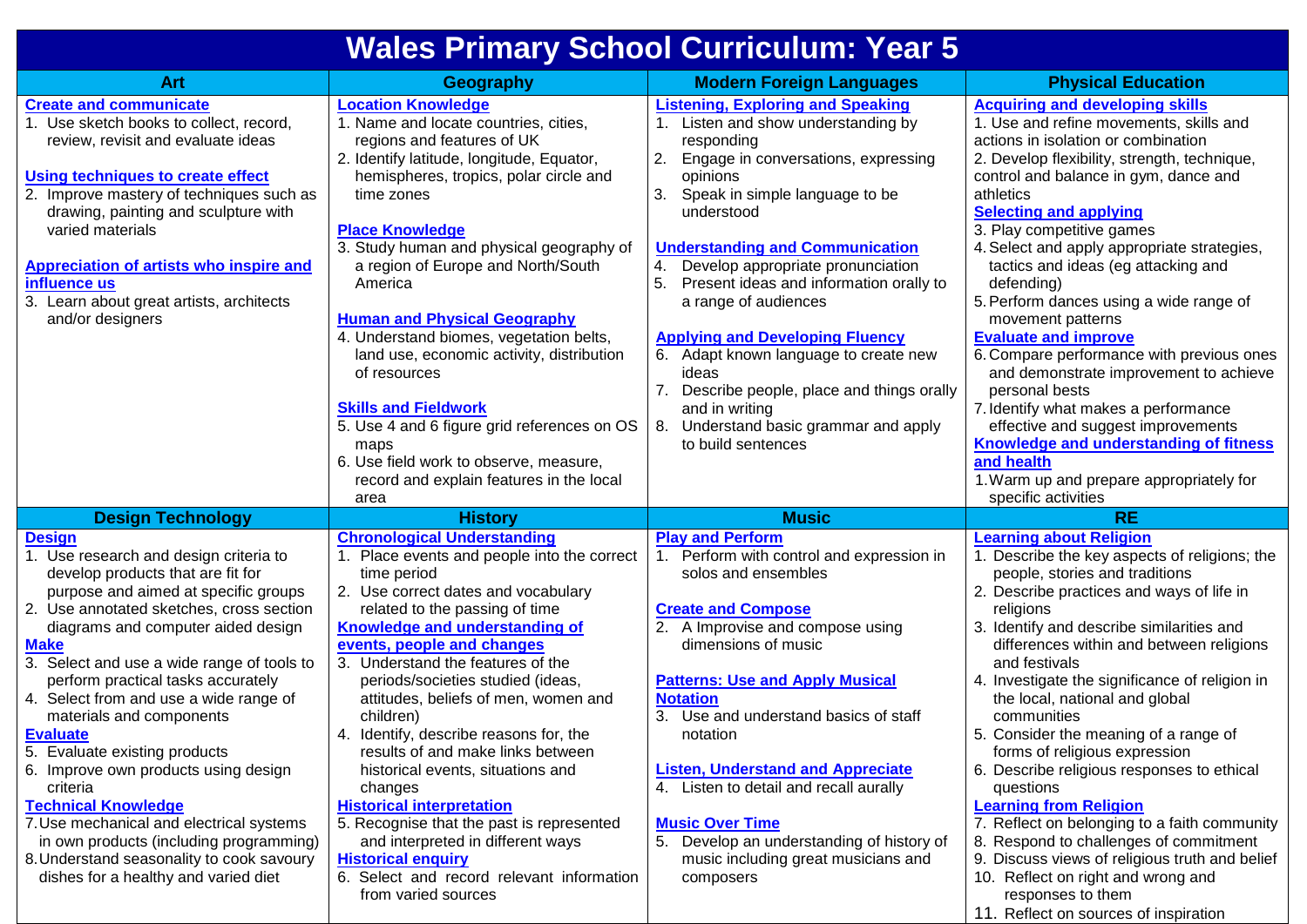# Wales Primary School Curriculum: Year 5

## Art

**Create and communicate**

1. Use sketch books to collect, record, review, revisit and evaluate ideas

**Using techniques to create effect**

2. Improve mastery of techniques such as drawing, painting and sculpture with varied materials

**Appreciation of artists who inspire and influence us**

3. Learn about great artists, architects and/or designers

## Geography

**Location Knowledge**

1. Name and locate countries, cities, regions and features of UK
2. Identify latitude, longitude, Equator, hemispheres, tropics, polar circle and time zones

**Place Knowledge**

3. Study human and physical geography of a region of Europe and North/South America

**Human and Physical Geography**

4. Understand biomes, vegetation belts, land use, economic activity, distribution of resources

**Skills and Fieldwork**

5. Use 4 and 6 figure grid references on OS maps
6. Use field work to observe, measure, record and explain features in the local area

## Modern Foreign Languages

**Listening, Exploring and Speaking**

1. Listen and show understanding by responding
2. Engage in conversations, expressing opinions
3. Speak in simple language to be understood

**Understanding and Communication**

4. Develop appropriate pronunciation
5. Present ideas and information orally to a range of audiences

**Applying and Developing Fluency**

6. Adapt known language to create new ideas
7. Describe people, place and things orally and in writing
8. Understand basic grammar and apply to build sentences

## Physical Education

**Acquiring and developing skills**

1. Use and refine movements, skills and actions in isolation or combination
2. Develop flexibility, strength, technique, control and balance in gym, dance and athletics

**Selecting and applying**

3. Play competitive games
4. Select and apply appropriate strategies, tactics and ideas (eg attacking and defending)
5. Perform dances using a wide range of movement patterns

**Evaluate and improve**

6. Compare performance with previous ones and demonstrate improvement to achieve personal bests
7. Identify what makes a performance effective and suggest improvements

**Knowledge and understanding of fitness and health**

1. Warm up and prepare appropriately for specific activities

## Design Technology

**Design**

1. Use research and design criteria to develop products that are fit for purpose and aimed at specific groups
2. Use annotated sketches, cross section diagrams and computer aided design

**Make**

3. Select and use a wide range of tools to perform practical tasks accurately
4. Select from and use a wide range of materials and components

**Evaluate**

5. Evaluate existing products
6. Improve own products using design criteria

**Technical Knowledge**

7. Use mechanical and electrical systems in own products (including programming)
8. Understand seasonality to cook savoury dishes for a healthy and varied diet

## History

**Chronological Understanding**

1. Place events and people into the correct time period
2. Use correct dates and vocabulary related to the passing of time

**Knowledge and understanding of events, people and changes**

3. Understand the features of the periods/societies studied (ideas, attitudes, beliefs of men, women and children)
4. Identify, describe reasons for, the results of and make links between historical events, situations and changes

**Historical interpretation**

5. Recognise that the past is represented and interpreted in different ways

**Historical enquiry**

6. Select and record relevant information from varied sources

## Music

**Play and Perform**

1. Perform with control and expression in solos and ensembles

**Create and Compose**

2. A Improvise and compose using dimensions of music

**Patterns: Use and Apply Musical Notation**

3. Use and understand basics of staff notation

**Listen, Understand and Appreciate**

4. Listen to detail and recall aurally

**Music Over Time**

5. Develop an understanding of history of music including great musicians and composers

## RE

**Learning about Religion**

1. Describe the key aspects of religions; the people, stories and traditions
2. Describe practices and ways of life in religions
3. Identify and describe similarities and differences within and between religions and festivals
4. Investigate the significance of religion in the local, national and global communities
5. Consider the meaning of a range of forms of religious expression
6. Describe religious responses to ethical questions

**Learning from Religion**

7. Reflect on belonging to a faith community
8. Respond to challenges of commitment
9. Discuss views of religious truth and belief
10. Reflect on right and wrong and responses to them
11. Reflect on sources of inspiration